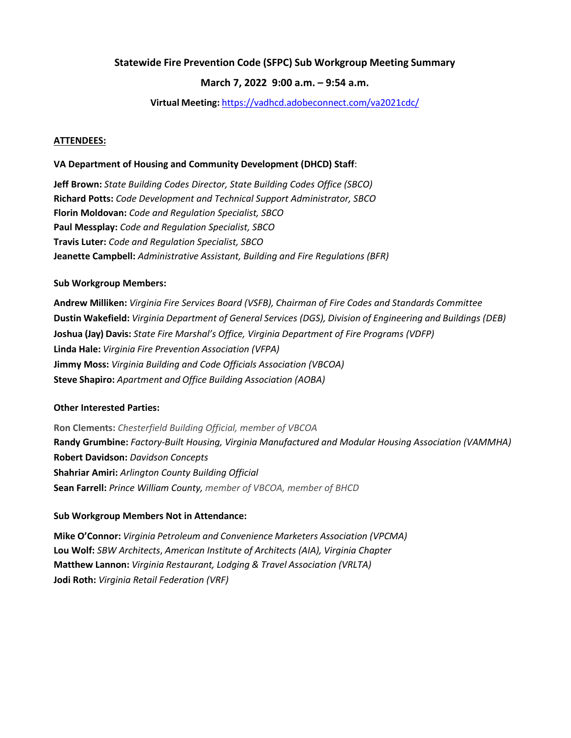**Statewide Fire Prevention Code (SFPC) Sub Workgroup Meeting Summary**

**March 7, 2022 9:00 a.m. – 9:54 a.m.**

**Virtual Meeting:** https://vadhcd.adobeconnect.com/va2021cdc/

**ATTENDEES:**

**VA Department of Housing and Community Development (DHCD) Staff**:

**Jeff Brown:** *State Building Codes Director, State Building Codes Office (SBCO)*
**Richard Potts:** *Code Development and Technical Support Administrator, SBCO*
**Florin Moldovan:** *Code and Regulation Specialist, SBCO*
**Paul Messplay:** *Code and Regulation Specialist, SBCO*
**Travis Luter:** *Code and Regulation Specialist, SBCO*
**Jeanette Campbell:** *Administrative Assistant, Building and Fire Regulations (BFR)*

**Sub Workgroup Members:**

**Andrew Milliken:** *Virginia Fire Services Board (VSFB), Chairman of Fire Codes and Standards Committee*
**Dustin Wakefield:** *Virginia Department of General Services (DGS), Division of Engineering and Buildings (DEB)*
**Joshua (Jay) Davis:** *State Fire Marshal's Office, Virginia Department of Fire Programs (VDFP)*
**Linda Hale:** *Virginia Fire Prevention Association (VFPA)*
**Jimmy Moss:** *Virginia Building and Code Officials Association (VBCOA)*
**Steve Shapiro:** *Apartment and Office Building Association (AOBA)*

**Other Interested Parties:**

**Ron Clements:** *Chesterfield Building Official, member of VBCOA*
**Randy Grumbine:** *Factory-Built Housing, Virginia Manufactured and Modular Housing Association (VAMMHA)*
**Robert Davidson:** *Davidson Concepts*
**Shahriar Amiri:** *Arlington County Building Official*
**Sean Farrell:** *Prince William County, member of VBCOA, member of BHCD*

**Sub Workgroup Members Not in Attendance:**

**Mike O'Connor:** *Virginia Petroleum and Convenience Marketers Association (VPCMA)*
**Lou Wolf:** *SBW Architects, American Institute of Architects (AIA), Virginia Chapter*
**Matthew Lannon:** *Virginia Restaurant, Lodging & Travel Association (VRLTA)*
**Jodi Roth:** *Virginia Retail Federation (VRF)*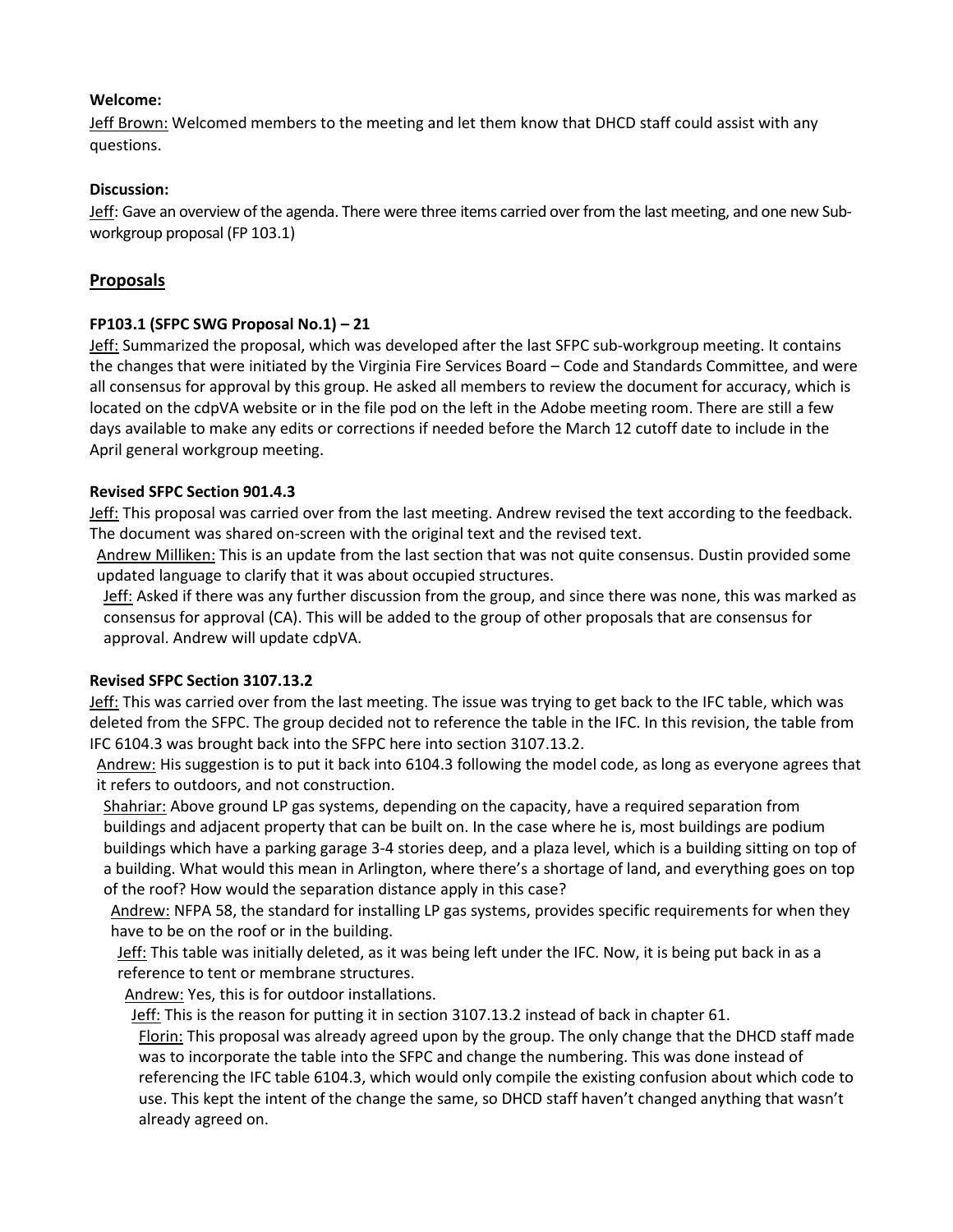**Welcome:**

Jeff Brown: Welcomed members to the meeting and let them know that DHCD staff could assist with any questions.

**Discussion:**

Jeff: Gave an overview of the agenda. There were three items carried over from the last meeting, and one new Sub-workgroup proposal (FP 103.1)

## Proposals

**FP103.1 (SFPC SWG Proposal No.1) – 21**

Jeff: Summarized the proposal, which was developed after the last SFPC sub-workgroup meeting. It contains the changes that were initiated by the Virginia Fire Services Board – Code and Standards Committee, and were all consensus for approval by this group. He asked all members to review the document for accuracy, which is located on the cdpVA website or in the file pod on the left in the Adobe meeting room. There are still a few days available to make any edits or corrections if needed before the March 12 cutoff date to include in the April general workgroup meeting.

**Revised SFPC Section 901.4.3**

Jeff: This proposal was carried over from the last meeting. Andrew revised the text according to the feedback. The document was shared on-screen with the original text and the revised text.

Andrew Milliken: This is an update from the last section that was not quite consensus. Dustin provided some updated language to clarify that it was about occupied structures.

Jeff: Asked if there was any further discussion from the group, and since there was none, this was marked as consensus for approval (CA). This will be added to the group of other proposals that are consensus for approval. Andrew will update cdpVA.

**Revised SFPC Section 3107.13.2**

Jeff: This was carried over from the last meeting. The issue was trying to get back to the IFC table, which was deleted from the SFPC. The group decided not to reference the table in the IFC. In this revision, the table from IFC 6104.3 was brought back into the SFPC here into section 3107.13.2.

Andrew: His suggestion is to put it back into 6104.3 following the model code, as long as everyone agrees that it refers to outdoors, and not construction.

Shahriar: Above ground LP gas systems, depending on the capacity, have a required separation from buildings and adjacent property that can be built on. In the case where he is, most buildings are podium buildings which have a parking garage 3-4 stories deep, and a plaza level, which is a building sitting on top of a building. What would this mean in Arlington, where there's a shortage of land, and everything goes on top of the roof? How would the separation distance apply in this case?

Andrew: NFPA 58, the standard for installing LP gas systems, provides specific requirements for when they have to be on the roof or in the building.

Jeff: This table was initially deleted, as it was being left under the IFC. Now, it is being put back in as a reference to tent or membrane structures.

Andrew: Yes, this is for outdoor installations.

Jeff: This is the reason for putting it in section 3107.13.2 instead of back in chapter 61.

Florin: This proposal was already agreed upon by the group. The only change that the DHCD staff made was to incorporate the table into the SFPC and change the numbering. This was done instead of referencing the IFC table 6104.3, which would only compile the existing confusion about which code to use. This kept the intent of the change the same, so DHCD staff haven't changed anything that wasn't already agreed on.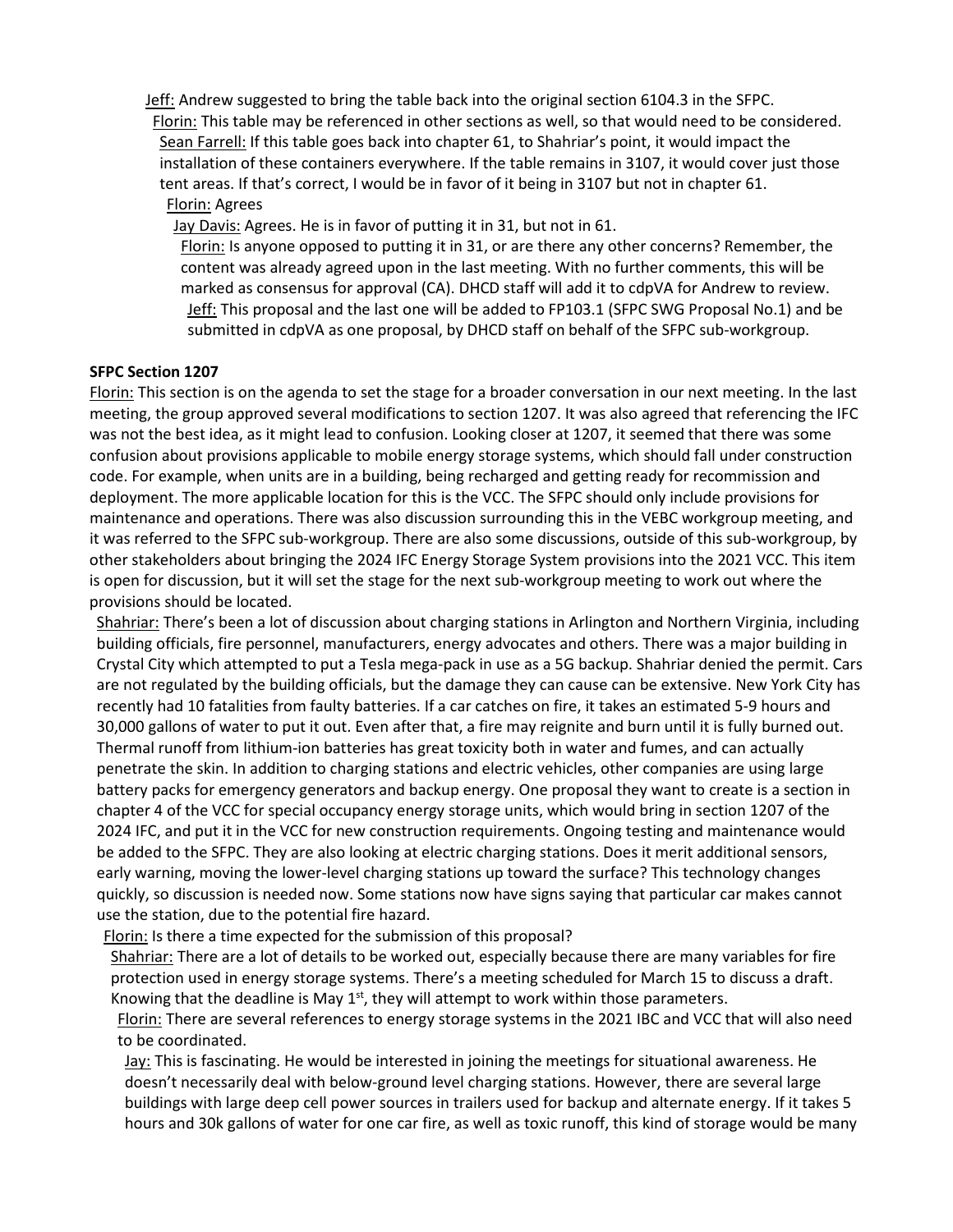Jeff: Andrew suggested to bring the table back into the original section 6104.3 in the SFPC.

Florin: This table may be referenced in other sections as well, so that would need to be considered.

Sean Farrell: If this table goes back into chapter 61, to Shahriar's point, it would impact the installation of these containers everywhere. If the table remains in 3107, it would cover just those tent areas. If that's correct, I would be in favor of it being in 3107 but not in chapter 61.

Florin: Agrees

Jay Davis: Agrees. He is in favor of putting it in 31, but not in 61.

Florin: Is anyone opposed to putting it in 31, or are there any other concerns? Remember, the content was already agreed upon in the last meeting. With no further comments, this will be marked as consensus for approval (CA). DHCD staff will add it to cdpVA for Andrew to review.

Jeff: This proposal and the last one will be added to FP103.1 (SFPC SWG Proposal No.1) and be submitted in cdpVA as one proposal, by DHCD staff on behalf of the SFPC sub-workgroup.

**SFPC Section 1207**

Florin: This section is on the agenda to set the stage for a broader conversation in our next meeting. In the last meeting, the group approved several modifications to section 1207. It was also agreed that referencing the IFC was not the best idea, as it might lead to confusion. Looking closer at 1207, it seemed that there was some confusion about provisions applicable to mobile energy storage systems, which should fall under construction code. For example, when units are in a building, being recharged and getting ready for recommission and deployment. The more applicable location for this is the VCC. The SFPC should only include provisions for maintenance and operations. There was also discussion surrounding this in the VEBC workgroup meeting, and it was referred to the SFPC sub-workgroup. There are also some discussions, outside of this sub-workgroup, by other stakeholders about bringing the 2024 IFC Energy Storage System provisions into the 2021 VCC. This item is open for discussion, but it will set the stage for the next sub-workgroup meeting to work out where the provisions should be located.

Shahriar: There's been a lot of discussion about charging stations in Arlington and Northern Virginia, including building officials, fire personnel, manufacturers, energy advocates and others. There was a major building in Crystal City which attempted to put a Tesla mega-pack in use as a 5G backup. Shahriar denied the permit. Cars are not regulated by the building officials, but the damage they can cause can be extensive. New York City has recently had 10 fatalities from faulty batteries. If a car catches on fire, it takes an estimated 5-9 hours and 30,000 gallons of water to put it out. Even after that, a fire may reignite and burn until it is fully burned out. Thermal runoff from lithium-ion batteries has great toxicity both in water and fumes, and can actually penetrate the skin. In addition to charging stations and electric vehicles, other companies are using large battery packs for emergency generators and backup energy. One proposal they want to create is a section in chapter 4 of the VCC for special occupancy energy storage units, which would bring in section 1207 of the 2024 IFC, and put it in the VCC for new construction requirements. Ongoing testing and maintenance would be added to the SFPC. They are also looking at electric charging stations. Does it merit additional sensors, early warning, moving the lower-level charging stations up toward the surface? This technology changes quickly, so discussion is needed now. Some stations now have signs saying that particular car makes cannot use the station, due to the potential fire hazard.

Florin: Is there a time expected for the submission of this proposal?

Shahriar: There are a lot of details to be worked out, especially because there are many variables for fire protection used in energy storage systems. There's a meeting scheduled for March 15 to discuss a draft. Knowing that the deadline is May 1st, they will attempt to work within those parameters.

Florin: There are several references to energy storage systems in the 2021 IBC and VCC that will also need to be coordinated.

Jay: This is fascinating. He would be interested in joining the meetings for situational awareness. He doesn't necessarily deal with below-ground level charging stations. However, there are several large buildings with large deep cell power sources in trailers used for backup and alternate energy. If it takes 5 hours and 30k gallons of water for one car fire, as well as toxic runoff, this kind of storage would be many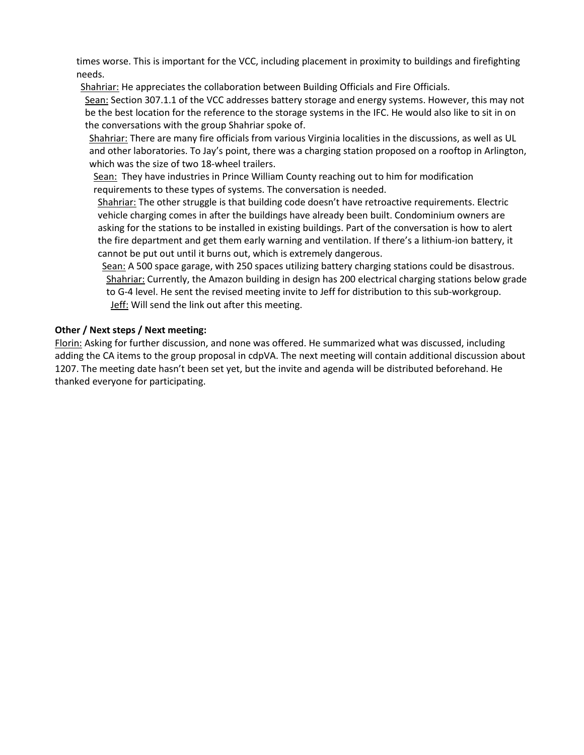times worse. This is important for the VCC, including placement in proximity to buildings and firefighting needs.

Shahriar: He appreciates the collaboration between Building Officials and Fire Officials.

Sean: Section 307.1.1 of the VCC addresses battery storage and energy systems. However, this may not be the best location for the reference to the storage systems in the IFC. He would also like to sit in on the conversations with the group Shahriar spoke of.

Shahriar: There are many fire officials from various Virginia localities in the discussions, as well as UL and other laboratories. To Jay's point, there was a charging station proposed on a rooftop in Arlington, which was the size of two 18-wheel trailers.

Sean: They have industries in Prince William County reaching out to him for modification requirements to these types of systems. The conversation is needed.

Shahriar: The other struggle is that building code doesn't have retroactive requirements. Electric vehicle charging comes in after the buildings have already been built. Condominium owners are asking for the stations to be installed in existing buildings. Part of the conversation is how to alert the fire department and get them early warning and ventilation. If there's a lithium-ion battery, it cannot be put out until it burns out, which is extremely dangerous.

Sean: A 500 space garage, with 250 spaces utilizing battery charging stations could be disastrous.

Shahriar: Currently, the Amazon building in design has 200 electrical charging stations below grade to G-4 level. He sent the revised meeting invite to Jeff for distribution to this sub-workgroup.

Jeff: Will send the link out after this meeting.

**Other / Next steps / Next meeting:**

Florin: Asking for further discussion, and none was offered. He summarized what was discussed, including adding the CA items to the group proposal in cdpVA. The next meeting will contain additional discussion about 1207. The meeting date hasn't been set yet, but the invite and agenda will be distributed beforehand. He thanked everyone for participating.